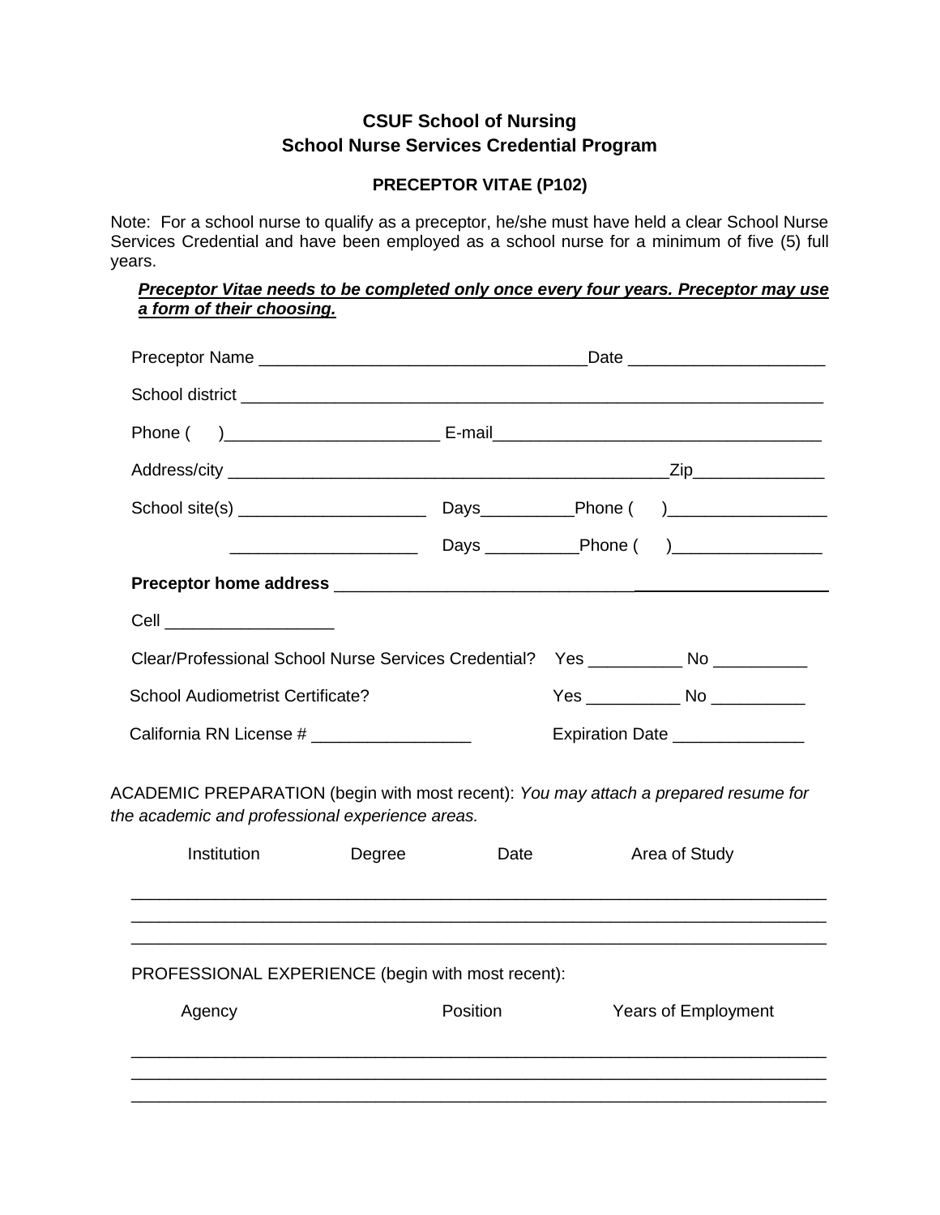# CSUF School of Nursing
## School Nurse Services Credential Program

### PRECEPTOR VITAE (P102)

Note: For a school nurse to qualify as a preceptor, he/she must have held a clear School Nurse Services Credential and have been employed as a school nurse for a minimum of five (5) full years.

***Preceptor Vitae needs to be completed only once every four years. Preceptor may use a form of their choosing.***

Preceptor Name ___________________________________Date _____________________

School district _____________________________________________________________

Phone (    )_______________________ E-mail__________________________________

Address/city _______________________________________________Zip______________

School site(s) ____________________ Days__________Phone (    )_________________

____________________ Days __________Phone (    )________________

**Preceptor home address** ___________________________________________________

Cell __________________

Clear/Professional School Nurse Services Credential? Yes __________ No __________

School Audiometrist Certificate? Yes __________ No __________

California RN License # _________________ Expiration Date ______________

ACADEMIC PREPARATION (begin with most recent): *You may attach a prepared resume for the academic and professional experience areas.*

| Institution | Degree | Date | Area of Study |
|---|---|---|---|
| | | | |
| | | | |
| | | | |

PROFESSIONAL EXPERIENCE (begin with most recent):

| Agency | Position | Years of Employment |
|---|---|---|
| | | |
| | | |
| | | |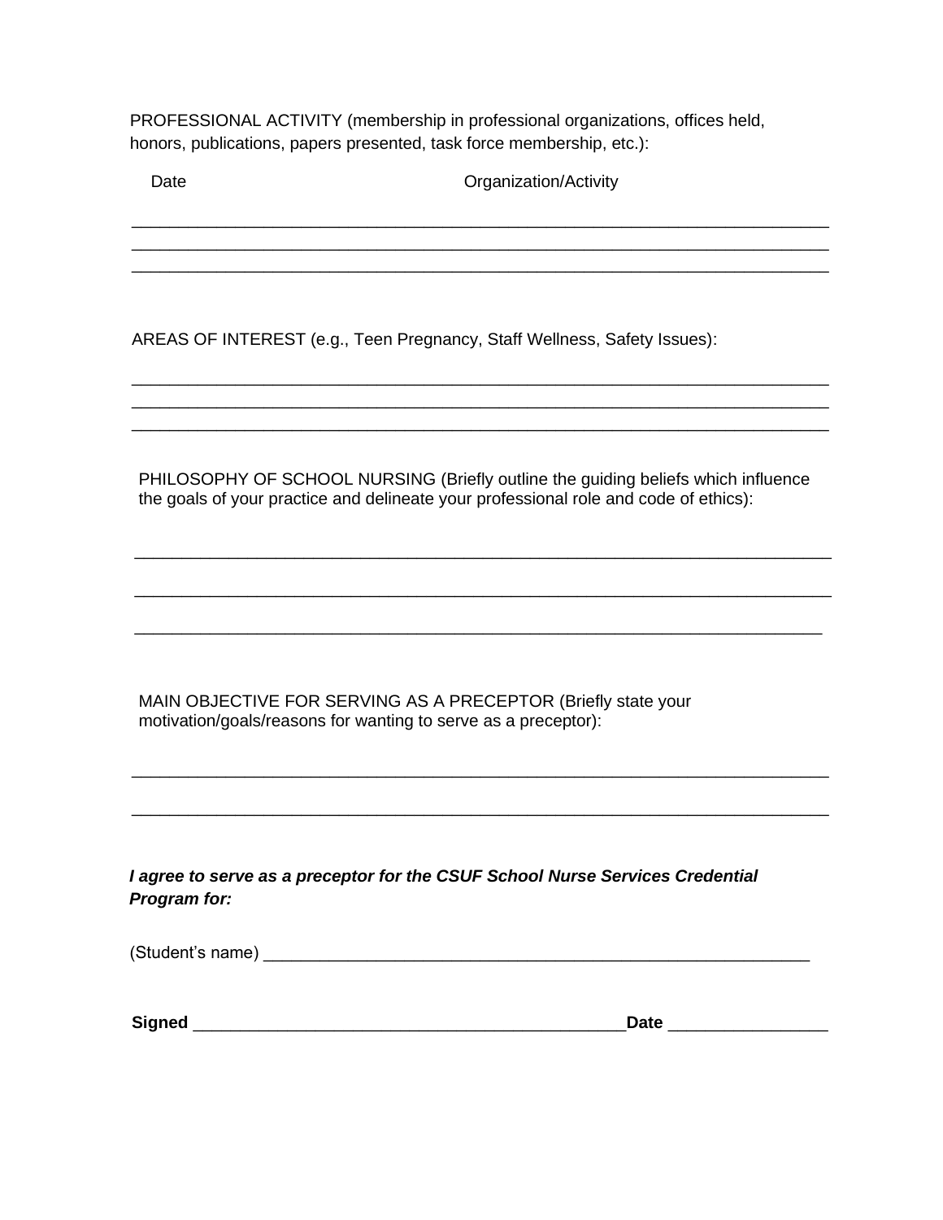PROFESSIONAL ACTIVITY (membership in professional organizations, offices held, honors, publications, papers presented, task force membership, etc.):

Date Organization/Activity

___________________________________________________________________________
___________________________________________________________________________
___________________________________________________________________________

AREAS OF INTEREST (e.g., Teen Pregnancy, Staff Wellness, Safety Issues):

___________________________________________________________________________
___________________________________________________________________________
___________________________________________________________________________

PHILOSOPHY OF SCHOOL NURSING (Briefly outline the guiding beliefs which influence the goals of your practice and delineate your professional role and code of ethics):

___________________________________________________________________________

___________________________________________________________________________

___________________________________________________________________________

MAIN OBJECTIVE FOR SERVING AS A PRECEPTOR (Briefly state your motivation/goals/reasons for wanting to serve as a preceptor):

___________________________________________________________________________

___________________________________________________________________________

***I agree to serve as a preceptor for the CSUF School Nurse Services Credential Program for:***

(Student's name) ____________________________________________________________

**Signed** ______________________________________________ **Date** ________________